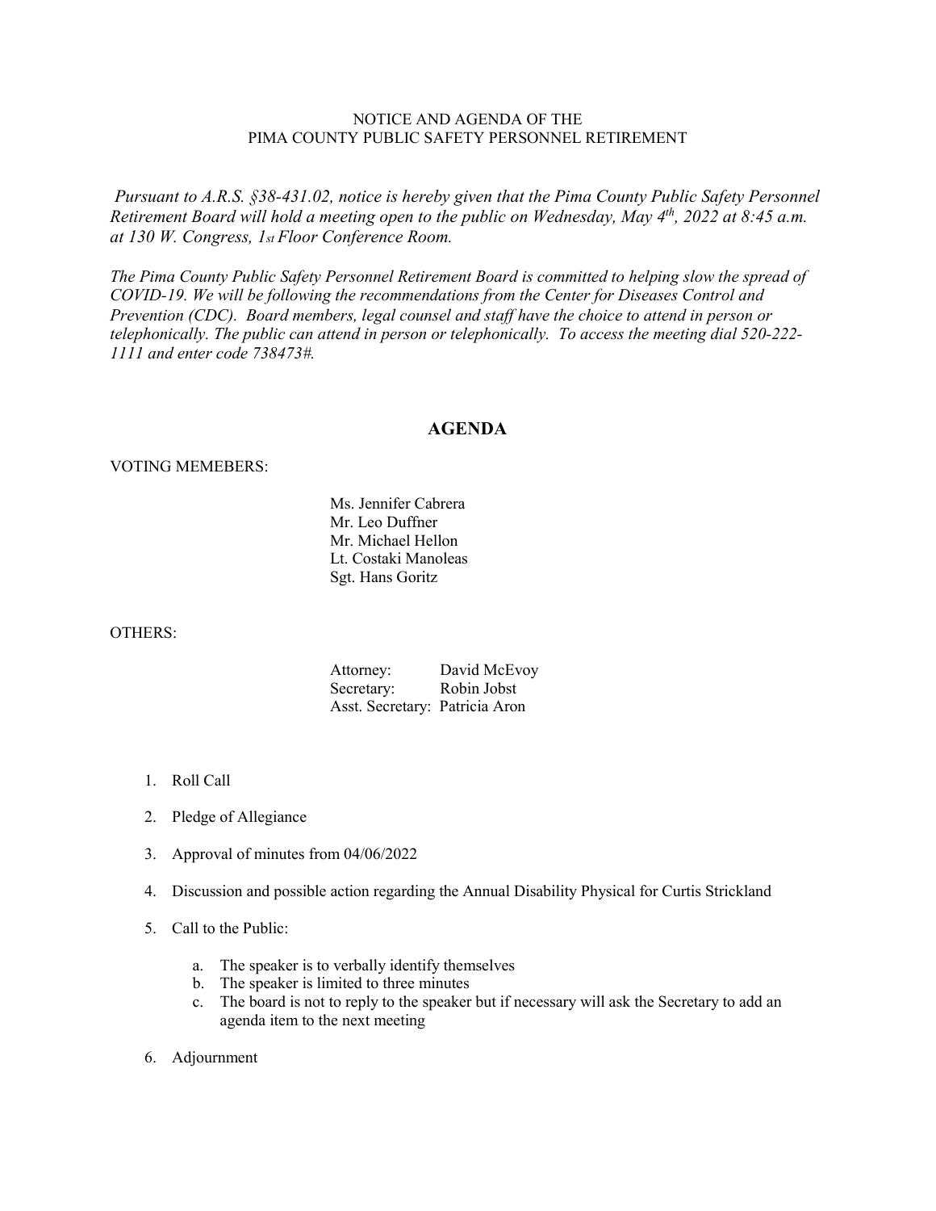NOTICE AND AGENDA OF THE
PIMA COUNTY PUBLIC SAFETY PERSONNEL RETIREMENT

*Pursuant to A.R.S. §38-431.02, notice is hereby given that the Pima County Public Safety Personnel Retirement Board will hold a meeting open to the public on Wednesday, May 4th, 2022 at 8:45 a.m. at 130 W. Congress, 1st Floor Conference Room.*

*The Pima County Public Safety Personnel Retirement Board is committed to helping slow the spread of COVID-19. We will be following the recommendations from the Center for Diseases Control and Prevention (CDC). Board members, legal counsel and staff have the choice to attend in person or telephonically. The public can attend in person or telephonically. To access the meeting dial 520-222-1111 and enter code 738473#.*

## AGENDA

VOTING MEMEBERS:

Ms. Jennifer Cabrera
Mr. Leo Duffner
Mr. Michael Hellon
Lt. Costaki Manoleas
Sgt. Hans Goritz

OTHERS:

Attorney: David McEvoy
Secretary: Robin Jobst
Asst. Secretary: Patricia Aron

1. Roll Call
2. Pledge of Allegiance
3. Approval of minutes from 04/06/2022
4. Discussion and possible action regarding the Annual Disability Physical for Curtis Strickland
5. Call to the Public:
   a. The speaker is to verbally identify themselves
   b. The speaker is limited to three minutes
   c. The board is not to reply to the speaker but if necessary will ask the Secretary to add an agenda item to the next meeting
6. Adjournment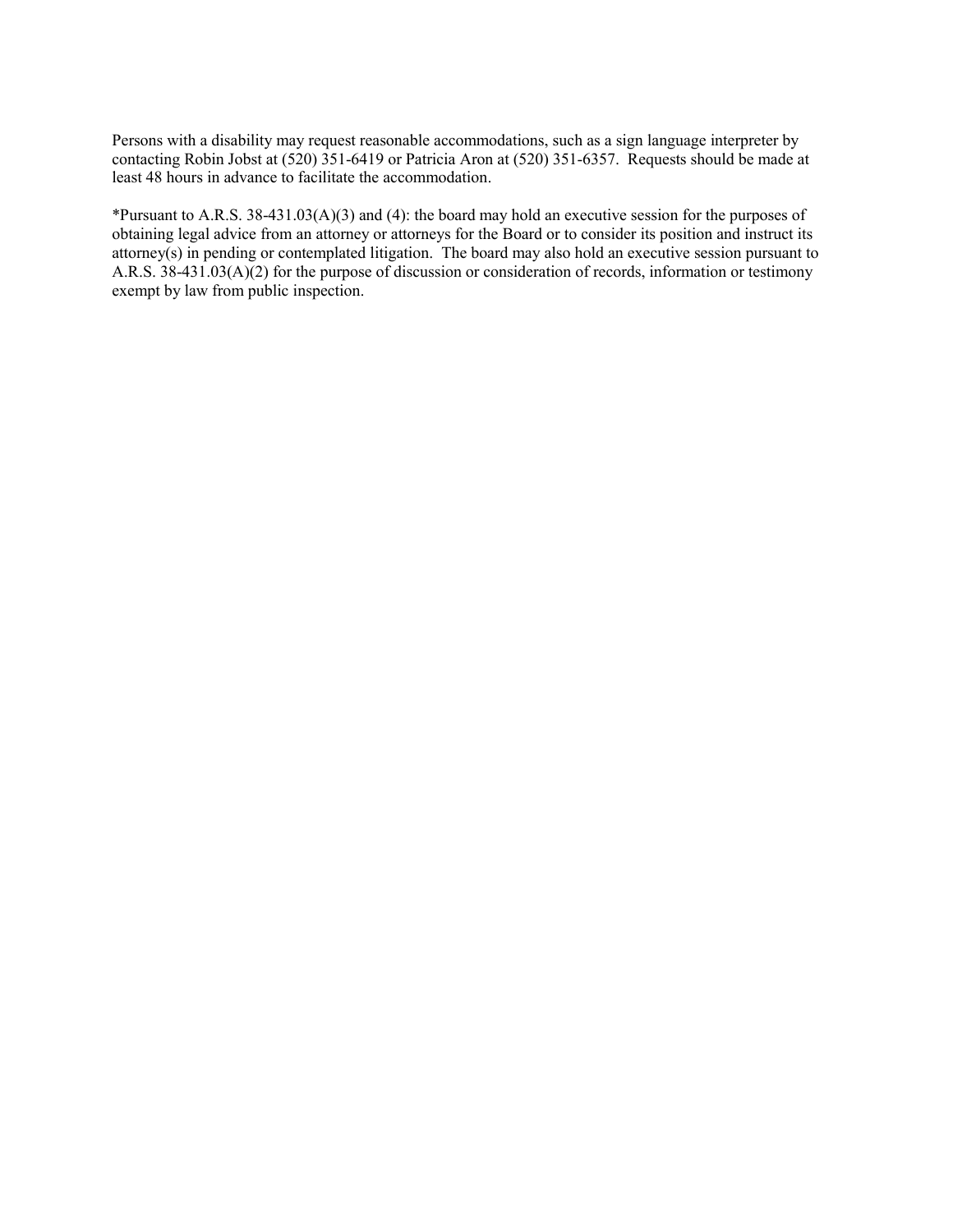Persons with a disability may request reasonable accommodations, such as a sign language interpreter by contacting Robin Jobst at (520) 351-6419 or Patricia Aron at (520) 351-6357. Requests should be made at least 48 hours in advance to facilitate the accommodation.

*Pursuant to A.R.S. 38-431.03(A)(3) and (4): the board may hold an executive session for the purposes of obtaining legal advice from an attorney or attorneys for the Board or to consider its position and instruct its attorney(s) in pending or contemplated litigation. The board may also hold an executive session pursuant to A.R.S. 38-431.03(A)(2) for the purpose of discussion or consideration of records, information or testimony exempt by law from public inspection.